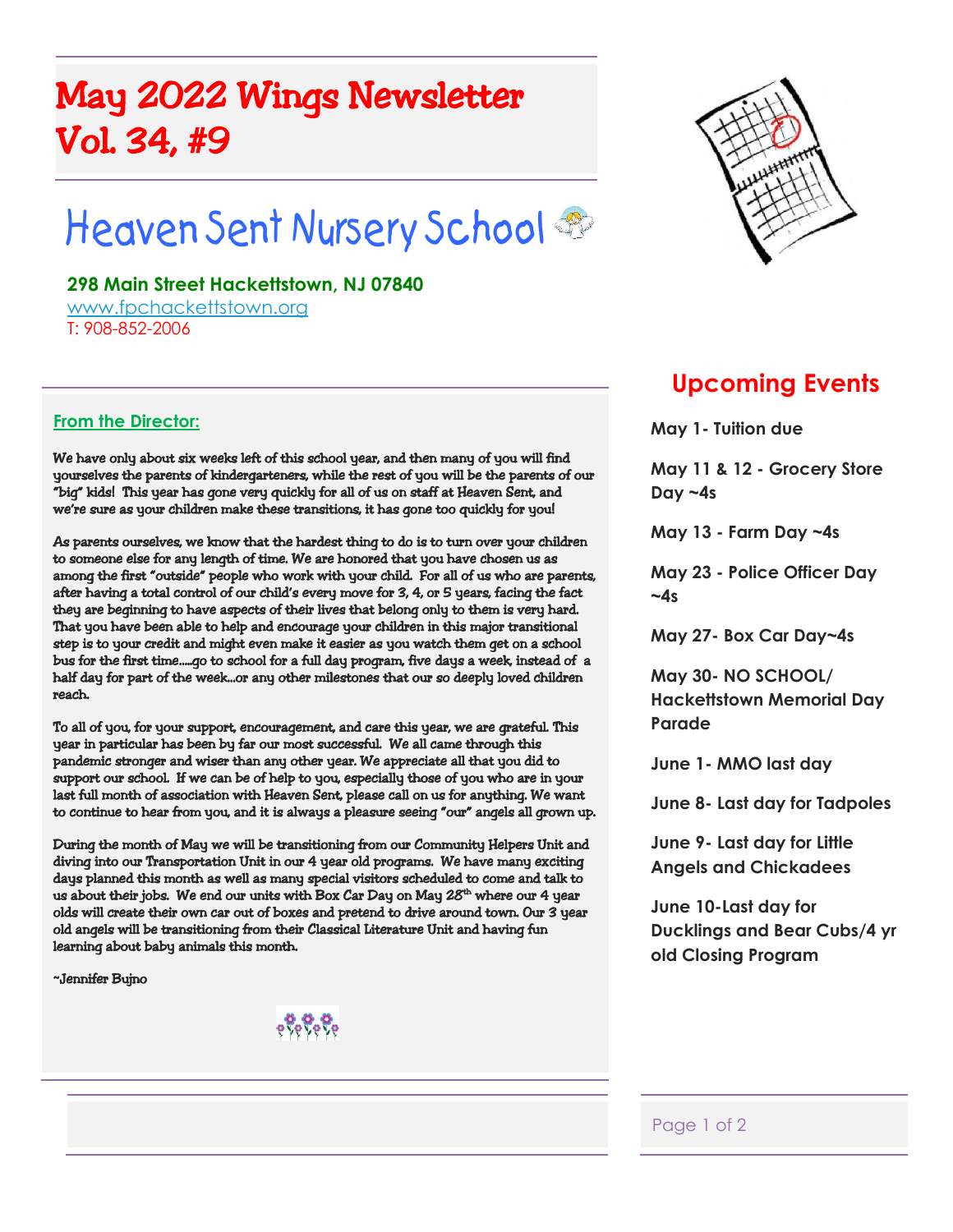# May 2022 Wings Newsletter
# Vol. 34, #9

## Heaven Sent Nursery School

**298 Main Street Hackettstown, NJ 07840**
www.fpchackettstown.org
T: 908-852-2006

### From the Director:

We have only about six weeks left of this school year, and then many of you will find yourselves the parents of kindergarteners, while the rest of you will be the parents of our "big" kids! This year has gone very quickly for all of us on staff at Heaven Sent, and we're sure as your children make these transitions, it has gone too quickly for you!

As parents ourselves, we know that the hardest thing to do is to turn over your children to someone else for any length of time. We are honored that you have chosen us as among the first "outside" people who work with your child. For all of us who are parents, after having a total control of our child's every move for 3, 4, or 5 years, facing the fact they are beginning to have aspects of their lives that belong only to them is very hard. That you have been able to help and encourage your children in this major transitional step is to your credit and might even make it easier as you watch them get on a school bus for the first time.....go to school for a full day program, five days a week, instead of a half day for part of the week...or any other milestones that our so deeply loved children reach.

To all of you, for your support, encouragement, and care this year, we are grateful. This year in particular has been by far our most successful. We all came through this pandemic stronger and wiser than any other year. We appreciate all that you did to support our school. If we can be of help to you, especially those of you who are in your last full month of association with Heaven Sent, please call on us for anything. We want to continue to hear from you, and it is always a pleasure seeing "our" angels all grown up.

During the month of May we will be transitioning from our Community Helpers Unit and diving into our Transportation Unit in our 4 year old programs. We have many exciting days planned this month as well as many special visitors scheduled to come and talk to us about their jobs. We end our units with Box Car Day on May 28th where our 4 year olds will create their own car out of boxes and pretend to drive around town. Our 3 year old angels will be transitioning from their Classical Literature Unit and having fun learning about baby animals this month.

~Jennifer Bujno

## Upcoming Events

**May 1- Tuition due**

**May 11 & 12 - Grocery Store Day ~4s**

**May 13 - Farm Day ~4s**

**May 23 - Police Officer Day ~4s**

**May 27- Box Car Day~4s**

**May 30- NO SCHOOL/ Hackettstown Memorial Day Parade**

**June 1- MMO last day**

**June 8- Last day for Tadpoles**

**June 9- Last day for Little Angels and Chickadees**

**June 10-Last day for Ducklings and Bear Cubs/4 yr old Closing Program**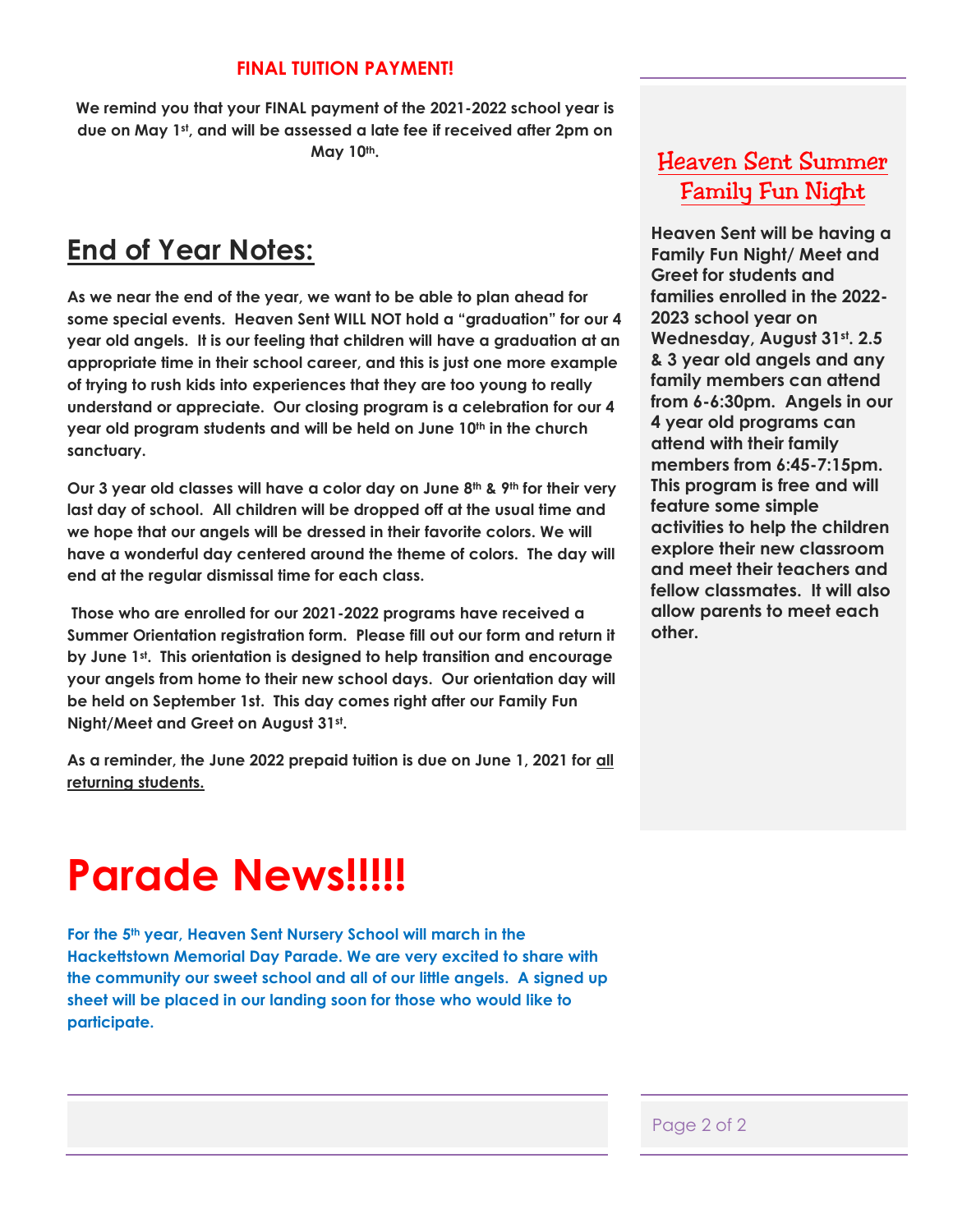## FINAL TUITION PAYMENT!

**We remind you that your FINAL payment of the 2021-2022 school year is due on May 1st, and will be assessed a late fee if received after 2pm on May 10th.**

## End of Year Notes:

**As we near the end of the year, we want to be able to plan ahead for some special events. Heaven Sent WILL NOT hold a "graduation" for our 4 year old angels. It is our feeling that children will have a graduation at an appropriate time in their school career, and this is just one more example of trying to rush kids into experiences that they are too young to really understand or appreciate. Our closing program is a celebration for our 4 year old program students and will be held on June 10th in the church sanctuary.**

**Our 3 year old classes will have a color day on June 8th & 9th for their very last day of school. All children will be dropped off at the usual time and we hope that our angels will be dressed in their favorite colors. We will have a wonderful day centered around the theme of colors. The day will end at the regular dismissal time for each class.**

**Those who are enrolled for our 2021-2022 programs have received a Summer Orientation registration form. Please fill out our form and return it by June 1st. This orientation is designed to help transition and encourage your angels from home to their new school days. Our orientation day will be held on September 1st. This day comes right after our Family Fun Night/Meet and Greet on August 31st.**

**As a reminder, the June 2022 prepaid tuition is due on June 1, 2021 for <u>all returning students.</u>**

## Heaven Sent Summer Family Fun Night

**Heaven Sent will be having a Family Fun Night/ Meet and Greet for students and families enrolled in the 2022-2023 school year on Wednesday, August 31st. 2.5 & 3 year old angels and any family members can attend from 6-6:30pm. Angels in our 4 year old programs can attend with their family members from 6:45-7:15pm. This program is free and will feature some simple activities to help the children explore their new classroom and meet their teachers and fellow classmates. It will also allow parents to meet each other.**

# Parade News!!!!!

**For the 5th year, Heaven Sent Nursery School will march in the Hackettstown Memorial Day Parade. We are very excited to share with the community our sweet school and all of our little angels. A signed up sheet will be placed in our landing soon for those who would like to participate.**